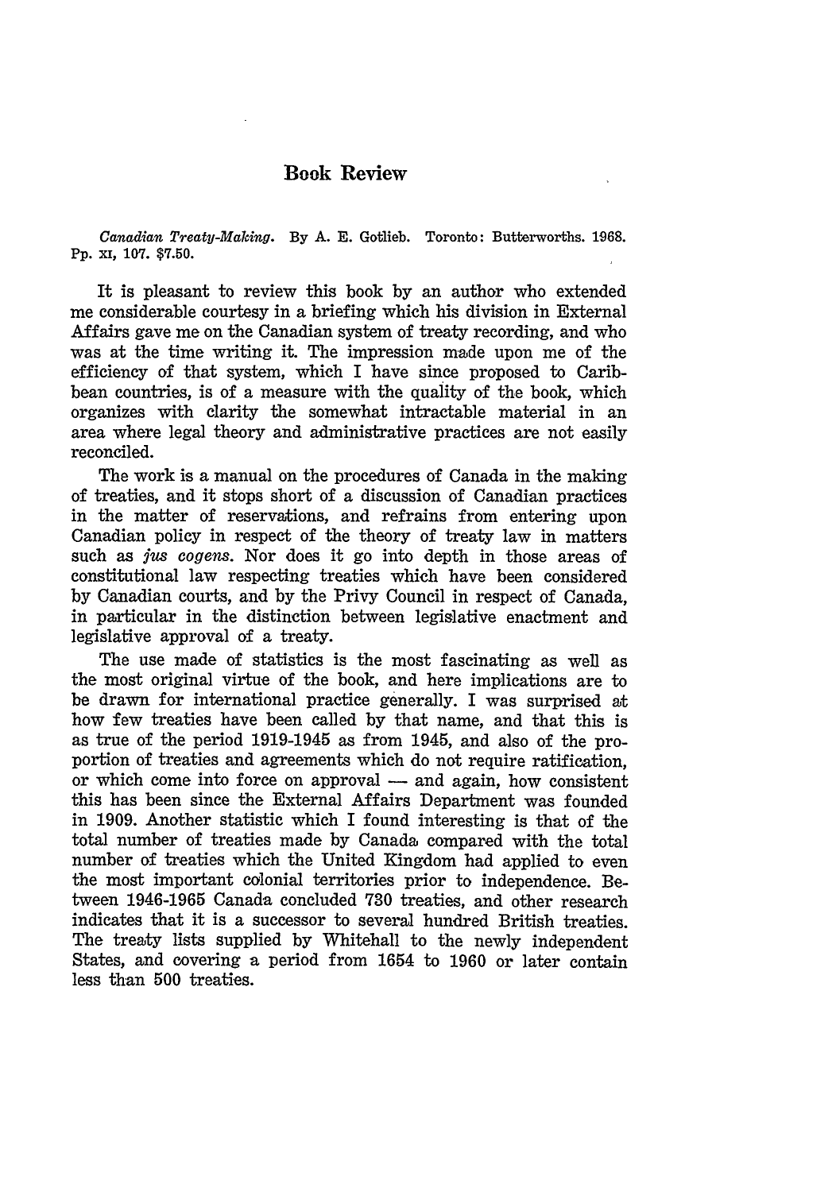# Book Review

*Canadian Treaty-Making.* By A. E. Gotlieb. Toronto: Butterworths. 1968. Pp. xi, 107. $7.50.

It is pleasant to review this book by an author who extended me considerable courtesy in a briefing which his division in External Affairs gave me on the Canadian system of treaty recording, and who was at the time writing it. The impression made upon me of the efficiency of that system, which I have since proposed to Caribbean countries, is of a measure with the quality of the book, which organizes with clarity the somewhat intractable material in an area where legal theory and administrative practices are not easily reconciled.

The work is a manual on the procedures of Canada in the making of treaties, and it stops short of a discussion of Canadian practices in the matter of reservations, and refrains from entering upon Canadian policy in respect of the theory of treaty law in matters such as *jus cogens*. Nor does it go into depth in those areas of constitutional law respecting treaties which have been considered by Canadian courts, and by the Privy Council in respect of Canada, in particular in the distinction between legislative enactment and legislative approval of a treaty.

The use made of statistics is the most fascinating as well as the most original virtue of the book, and here implications are to be drawn for international practice generally. I was surprised at how few treaties have been called by that name, and that this is as true of the period 1919-1945 as from 1945, and also of the proportion of treaties and agreements which do not require ratification, or which come into force on approval — and again, how consistent this has been since the External Affairs Department was founded in 1909. Another statistic which I found interesting is that of the total number of treaties made by Canada compared with the total number of treaties which the United Kingdom had applied to even the most important colonial territories prior to independence. Between 1946-1965 Canada concluded 730 treaties, and other research indicates that it is a successor to several hundred British treaties. The treaty lists supplied by Whitehall to the newly independent States, and covering a period from 1654 to 1960 or later contain less than 500 treaties.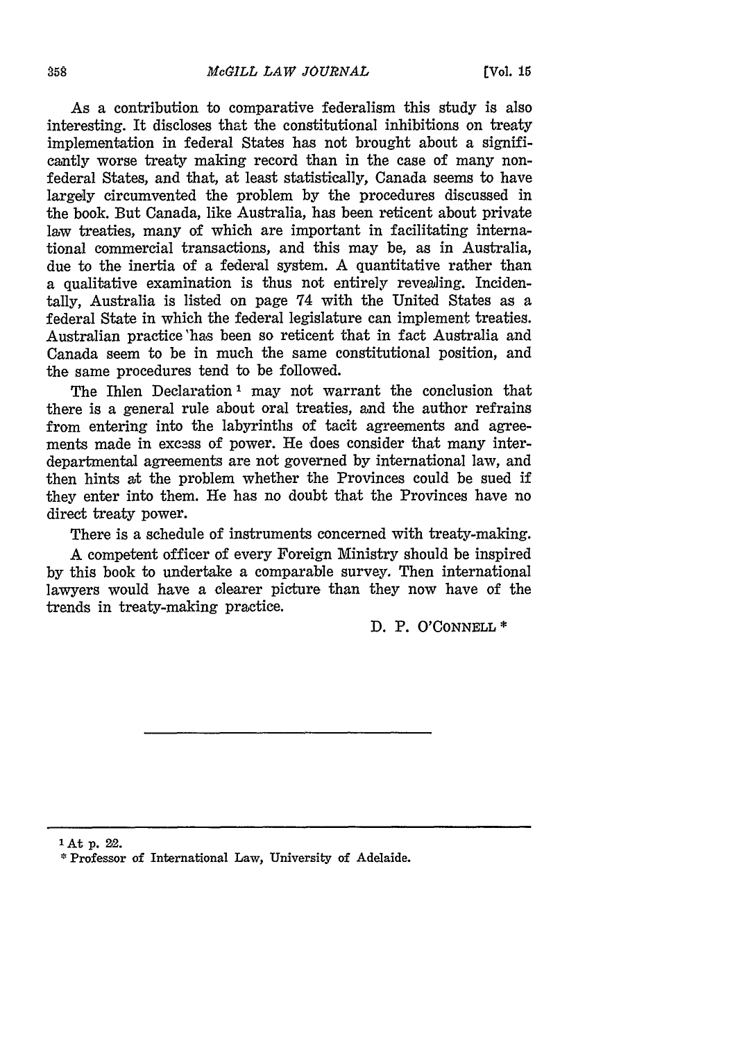As a contribution to comparative federalism this study is also interesting. It discloses that the constitutional inhibitions on treaty implementation in federal States has not brought about a significantly worse treaty making record than in the case of many non-federal States, and that, at least statistically, Canada seems to have largely circumvented the problem by the procedures discussed in the book. But Canada, like Australia, has been reticent about private law treaties, many of which are important in facilitating international commercial transactions, and this may be, as in Australia, due to the inertia of a federal system. A quantitative rather than a qualitative examination is thus not entirely revealing. Incidentally, Australia is listed on page 74 with the United States as a federal State in which the federal legislature can implement treaties. Australian practice has been so reticent that in fact Australia and Canada seem to be in much the same constitutional position, and the same procedures tend to be followed.

The Ihlen Declaration [1] may not warrant the conclusion that there is a general rule about oral treaties, and the author refrains from entering into the labyrinths of tacit agreements and agreements made in excess of power. He does consider that many inter-departmental agreements are not governed by international law, and then hints at the problem whether the Provinces could be sued if they enter into them. He has no doubt that the Provinces have no direct treaty power.

There is a schedule of instruments concerned with treaty-making.

A competent officer of every Foreign Ministry should be inspired by this book to undertake a comparable survey. Then international lawyers would have a clearer picture than they now have of the trends in treaty-making practice.

D. P. O'CONNELL *

---

[1] At p. 22.

* Professor of International Law, University of Adelaide.